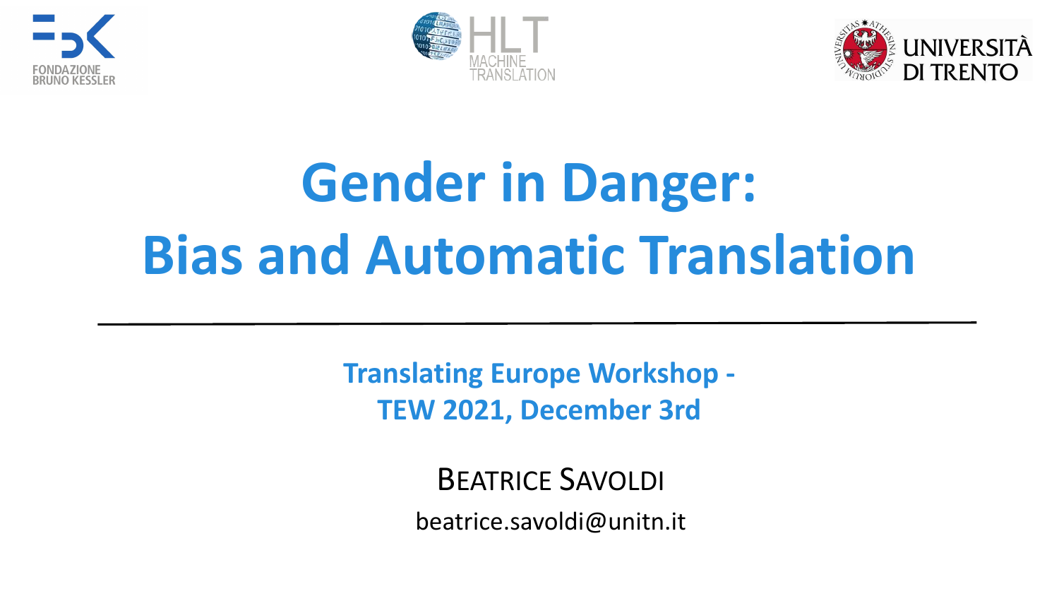FONDAZIONE BRUNO KESSLER

HLT MACHINE TRANSLATION

UNIVERSITÀ DI TRENTO

# Gender in Danger: Bias and Automatic Translation

**Translating Europe Workshop - TEW 2021, December 3rd**

BEATRICE SAVOLDI

beatrice.savoldi@unitn.it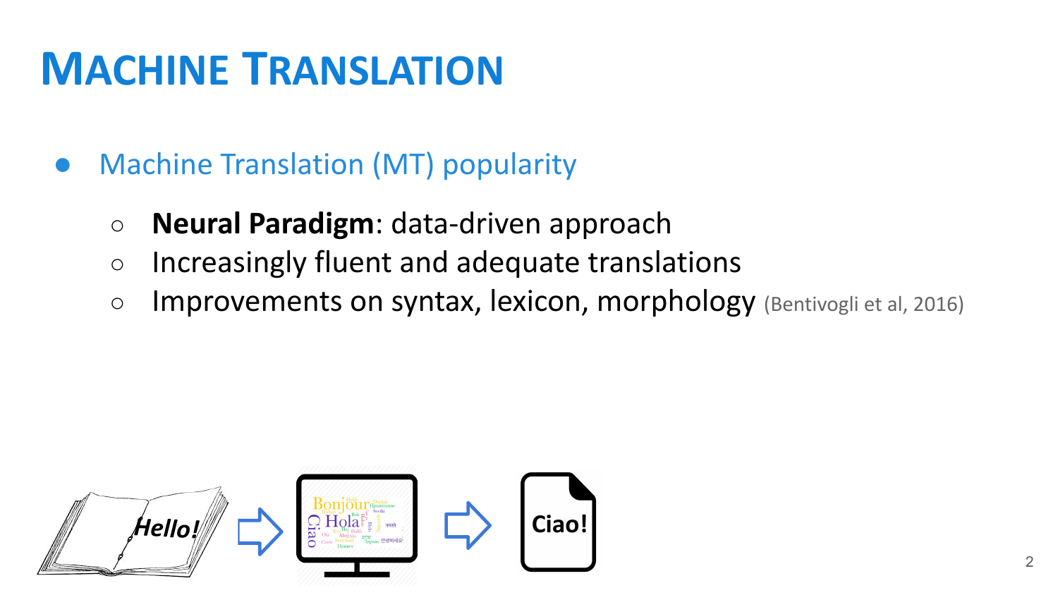# MACHINE TRANSLATION

- Machine Translation (MT) popularity
  - **Neural Paradigm**: data-driven approach
  - Increasingly fluent and adequate translations
  - Improvements on syntax, lexicon, morphology (Bentivogli et al, 2016)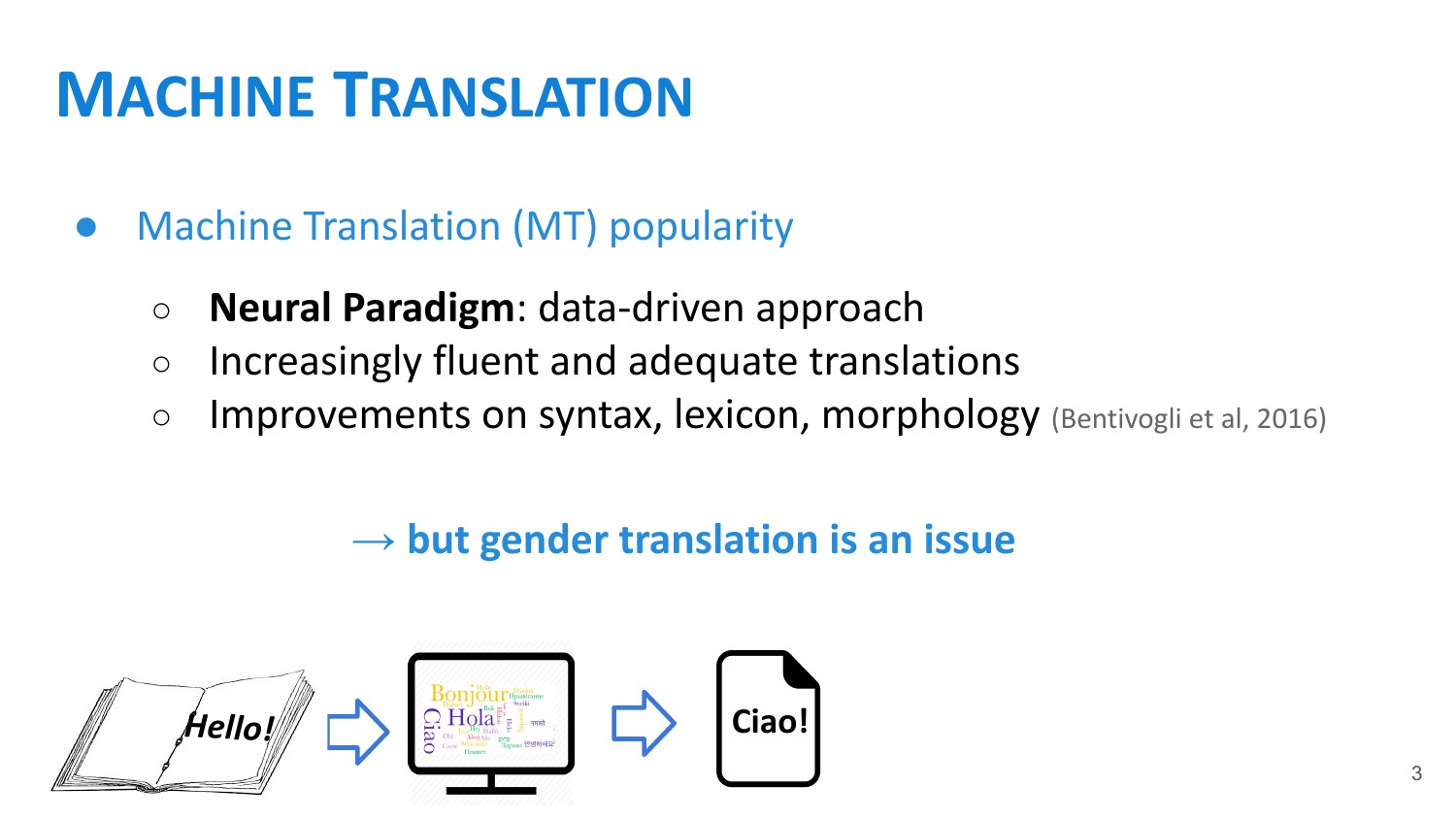# MACHINE TRANSLATION

- Machine Translation (MT) popularity
  - **Neural Paradigm**: data-driven approach
  - Increasingly fluent and adequate translations
  - Improvements on syntax, lexicon, morphology (Bentivogli et al, 2016)

→ **but gender translation is an issue**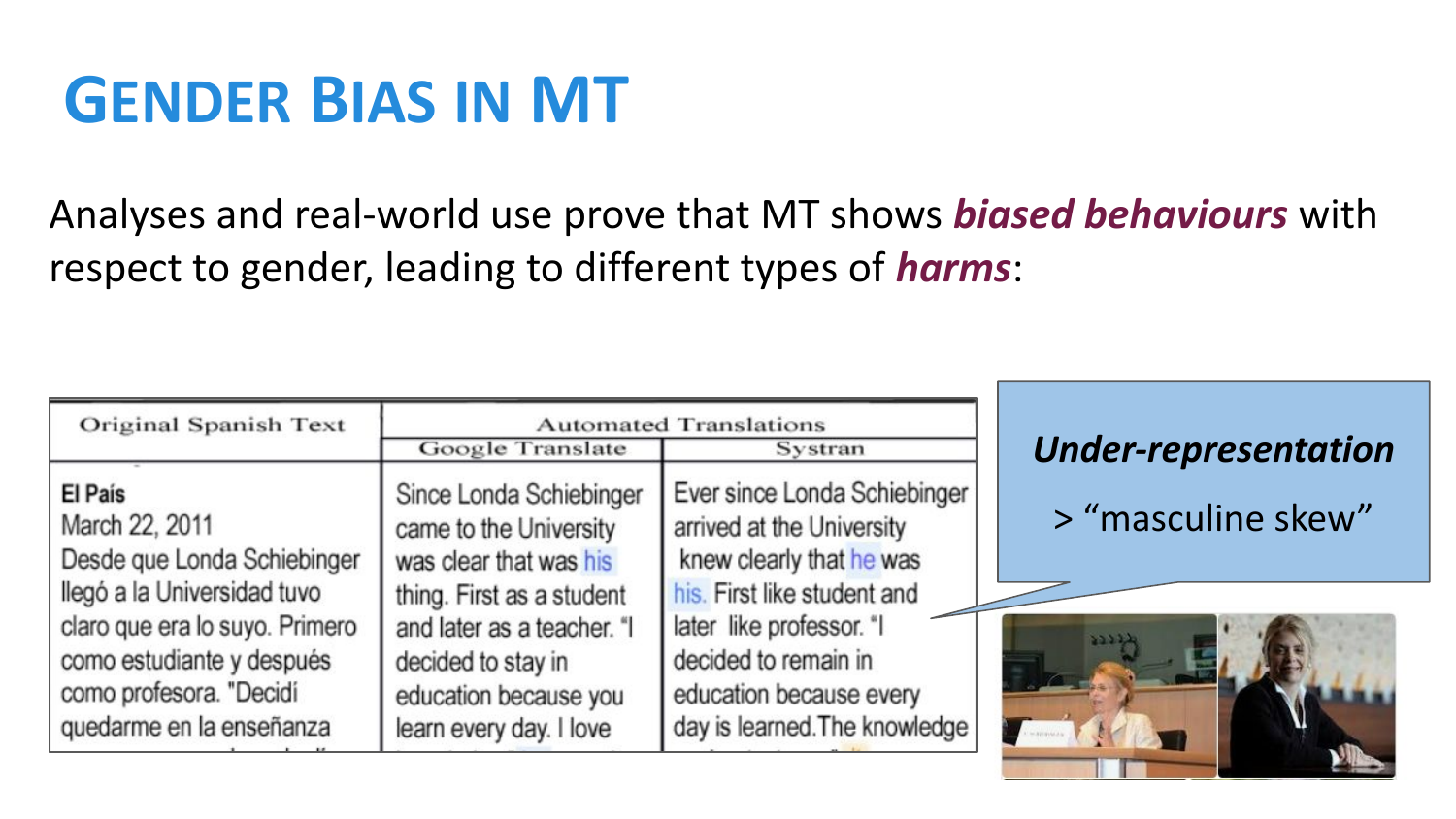# Gender Bias in MT

Analyses and real-world use prove that MT shows ***biased behaviours*** with respect to gender, leading to different types of ***harms***:

| Original Spanish Text | Automated Translations | |
|---|---|---|
| | Google Translate | Systran |
| El País<br>March 22, 2011<br>Desde que Londa Schiebinger llegó a la Universidad tuvo claro que era lo suyo. Primero como estudiante y después como profesora. "Decidí quedarme en la enseñanza | Since Londa Schiebinger came to the University was clear that was his thing. First as a student and later as a teacher. "I decided to stay in education because you learn every day. I love | Ever since Londa Schiebinger arrived at the University knew clearly that he was his. First like student and later like professor. "I decided to remain in education because every day is learned.The knowledge |

***Under-representation***

> "masculine skew"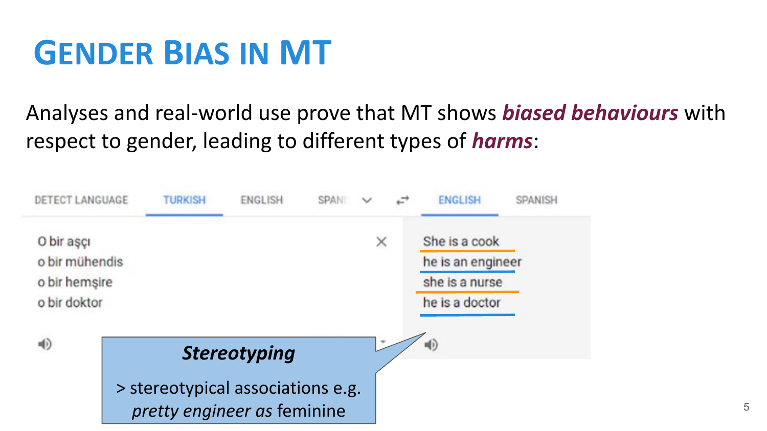# Gender Bias in MT

Analyses and real-world use prove that MT shows ***biased behaviours*** with respect to gender, leading to different types of ***harms***:

| DETECT LANGUAGE | TURKISH | ENGLISH | SPANISH | ENGLISH | SPANISH |
| --- | --- | --- | --- | --- | --- |

| Turkish | English |
| --- | --- |
| O bir aşçı | She is a cook |
| o bir mühendis | he is an engineer |
| o bir hemşire | she is a nurse |
| o bir doktor | he is a doctor |

***Stereotyping***

> stereotypical associations e.g. *pretty engineer as* feminine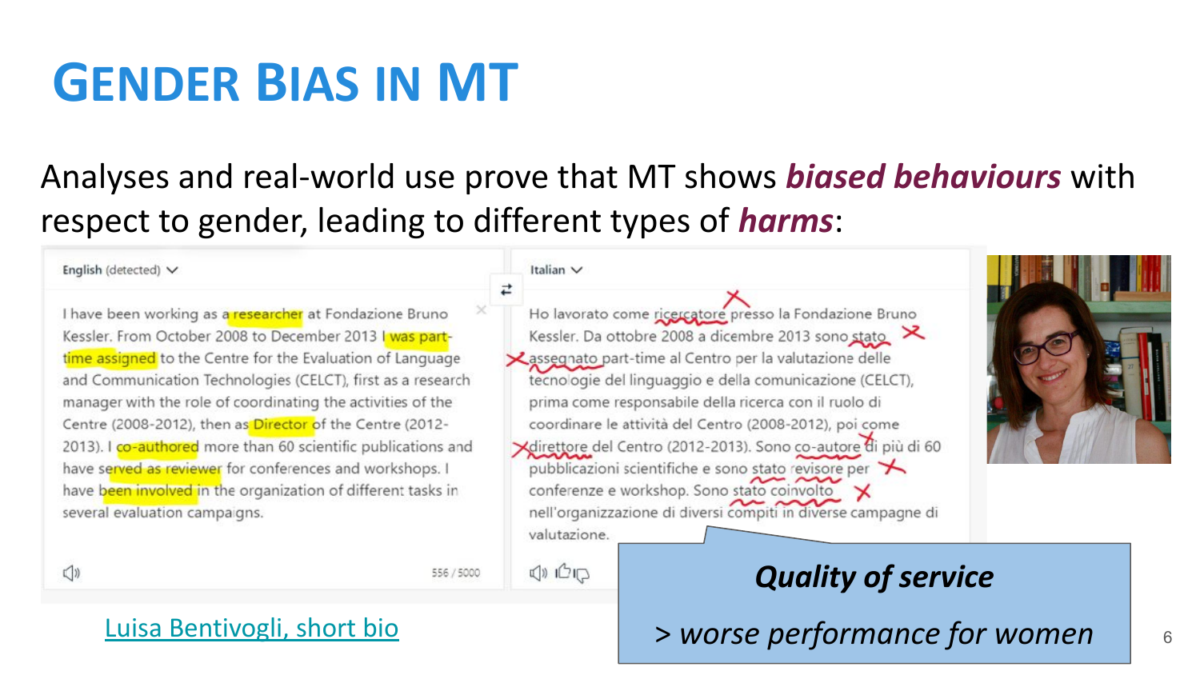# GENDER BIAS IN MT

Analyses and real-world use prove that MT shows ***biased behaviours*** with respect to gender, leading to different types of ***harms***:

**English (detected)**

I have been working as a researcher at Fondazione Bruno Kessler. From October 2008 to December 2013 I was part-time assigned to the Centre for the Evaluation of Language and Communication Technologies (CELCT), first as a research manager with the role of coordinating the activities of the Centre (2008-2012), then as Director of the Centre (2012-2013). I co-authored more than 60 scientific publications and have served as reviewer for conferences and workshops. I have been involved in the organization of different tasks in several evaluation campaigns.

556 / 5000

**Italian**

Ho lavorato come ricercatore presso la Fondazione Bruno Kessler. Da ottobre 2008 a dicembre 2013 sono stato assegnato part-time al Centro per la valutazione delle tecnologie del linguaggio e della comunicazione (CELCT), prima come responsabile della ricerca con il ruolo di coordinare le attività del Centro (2008-2012), poi come direttore del Centro (2012-2013). Sono co-autore di più di 60 pubblicazioni scientifiche e sono stato revisore per conferenze e workshop. Sono stato coinvolto nell'organizzazione di diversi compiti in diverse campagne di valutazione.

***Quality of service***

*> worse performance for women*

[Luisa Bentivogli, short bio]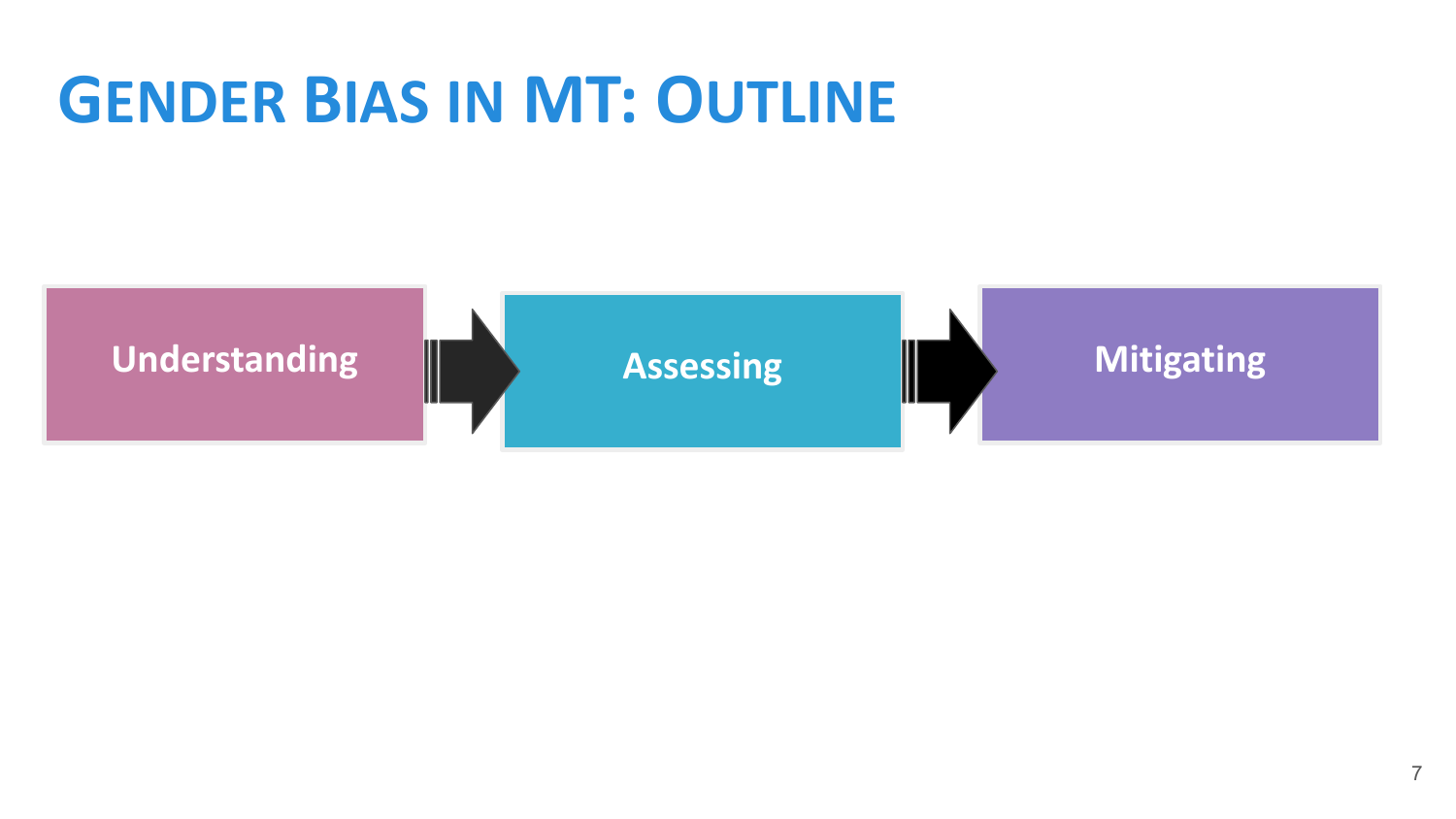# Gender Bias in MT: Outline

Understanding → Assessing → Mitigating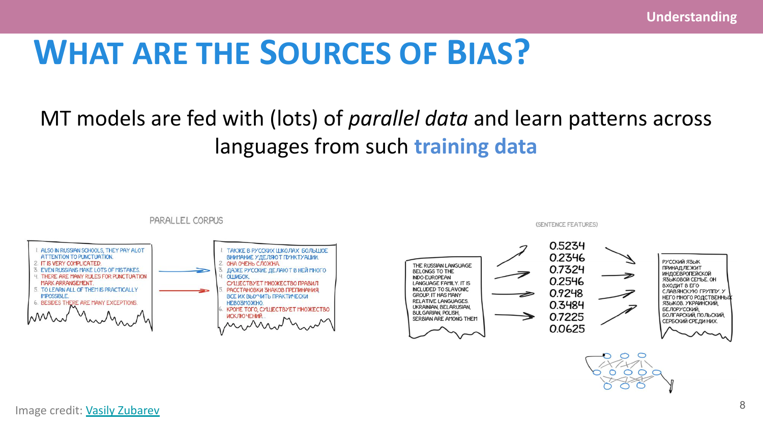# What are the Sources of Bias?

MT models are fed with (lots) of *parallel data* and learn patterns across languages from such **training data**

PARALLEL CORPUS

1. ALSO IN RUSSIAN SCHOOLS, THEY PAY ALOT ATTENTION TO PUNCTUATION.
2. IT IS VERY COMPLICATED.
3. EVEN RUSSIANS MAKE LOTS OF MISTAKES.
4. THERE ARE MANY RULES FOR PUNCTUATION MARK ARRANGEMENT.
5. TO LEARN ALL OF THEM IS PRACTICALLY IMPOSSIBLE.
6. BESIDES THERE ARE MANY EXCEPTIONS.

1. ТАКЖЕ В РУССКИХ ШКОЛАХ БОЛЬШОЕ ВНИМАНИЕ УДЕЛЯЮТ ПУНКТУАЦИИ.
2. ОНА ОЧЕНЬ СЛОЖНА.
3. ДАЖЕ РУССКИЕ ДЕЛАЮТ В НЕЙ МНОГО ОШИБОК.
4. СУЩЕСТВУЕТ МНОЖЕСТВО ПРАВИЛ РАССТАНОВКИ ЗНАКОВ ПРЕПИНАНИЯ.
5. ВСЕ ИХ ВЫУЧИТЬ ПРАКТИЧЕСКИ НЕВОЗМОЖНО.
6. КРОМЕ ТОГО, СУЩЕСТВУЕТ МНОЖЕСТВО ИСКЛЮЧЕНИЙ.

(SENTENCE FEATURES)

THE RUSSIAN LANGUAGE BELONGS TO THE INDO-EUROPEAN LANGUAGE FAMILY. IT IS INCLUDED TO SLAVONIC GROUP. IT HAS MANY RELATIVE LANGUAGES. UKRAINIAN, BELARUSIAN, BULGARIAN, POLISH, SERBIAN ARE AMONG THEM

0.5234
0.2346
0.7324
0.2546
0.9248
0.3484
0.7225
0.0625

РУССКИЙ ЯЗЫК ПРИНАДЛЕЖИТ ИНДОЕВРОПЕЙСКОЙ ЯЗЫКОВОЙ СЕМЬЕ. ОН ВХОДИТ В ЕГО СЛАВЯНСКУЮ ГРУППУ. У НЕГО МНОГО РОДСТВЕННЫХ ЯЗЫКОВ. УКРАИНСКИЙ, БЕЛОРУССКИЙ, БОЛГАРСКИЙ, ПОЛЬСКИЙ, СЕРБСКИЙ СРЕДИ НИХ.

Image credit: [Vasily Zubarev]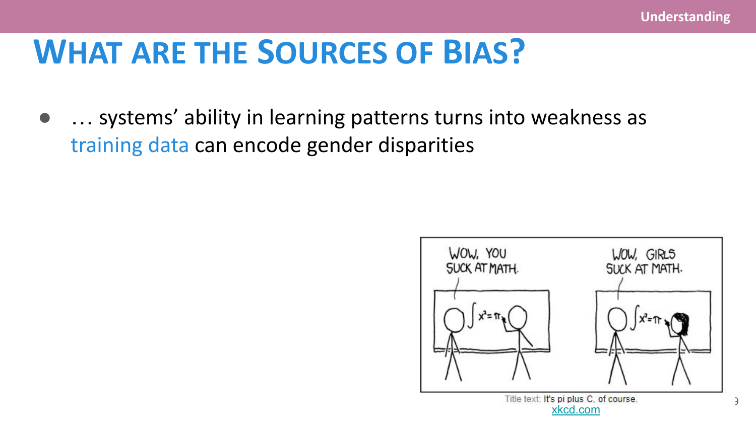# What are the Sources of Bias?

- … systems' ability in learning patterns turns into weakness as training data can encode gender disparities

Title text: It's pi plus C, of course.
xkcd.com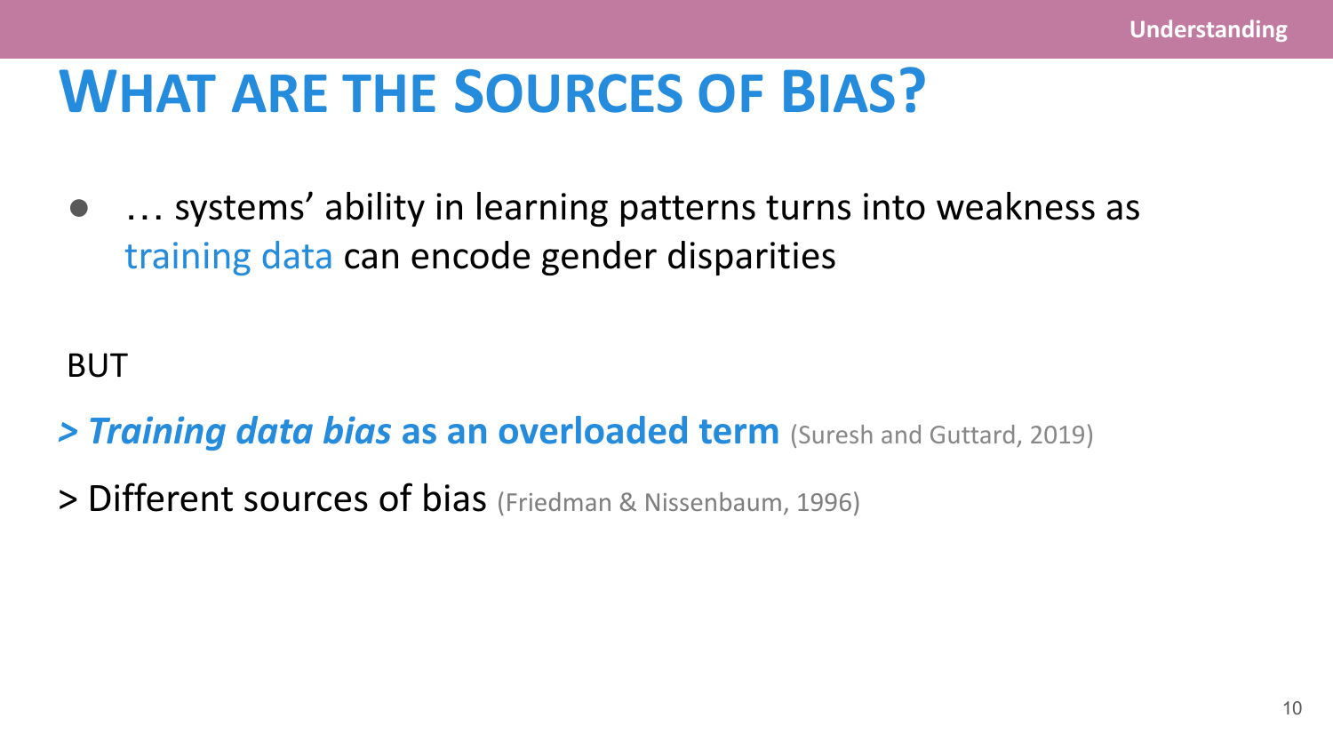# WHAT ARE THE SOURCES OF BIAS?

- … systems' ability in learning patterns turns into weakness as training data can encode gender disparities

BUT

> ***Training data bias*** **as an overloaded term** (Suresh and Guttard, 2019)

> Different sources of bias (Friedman & Nissenbaum, 1996)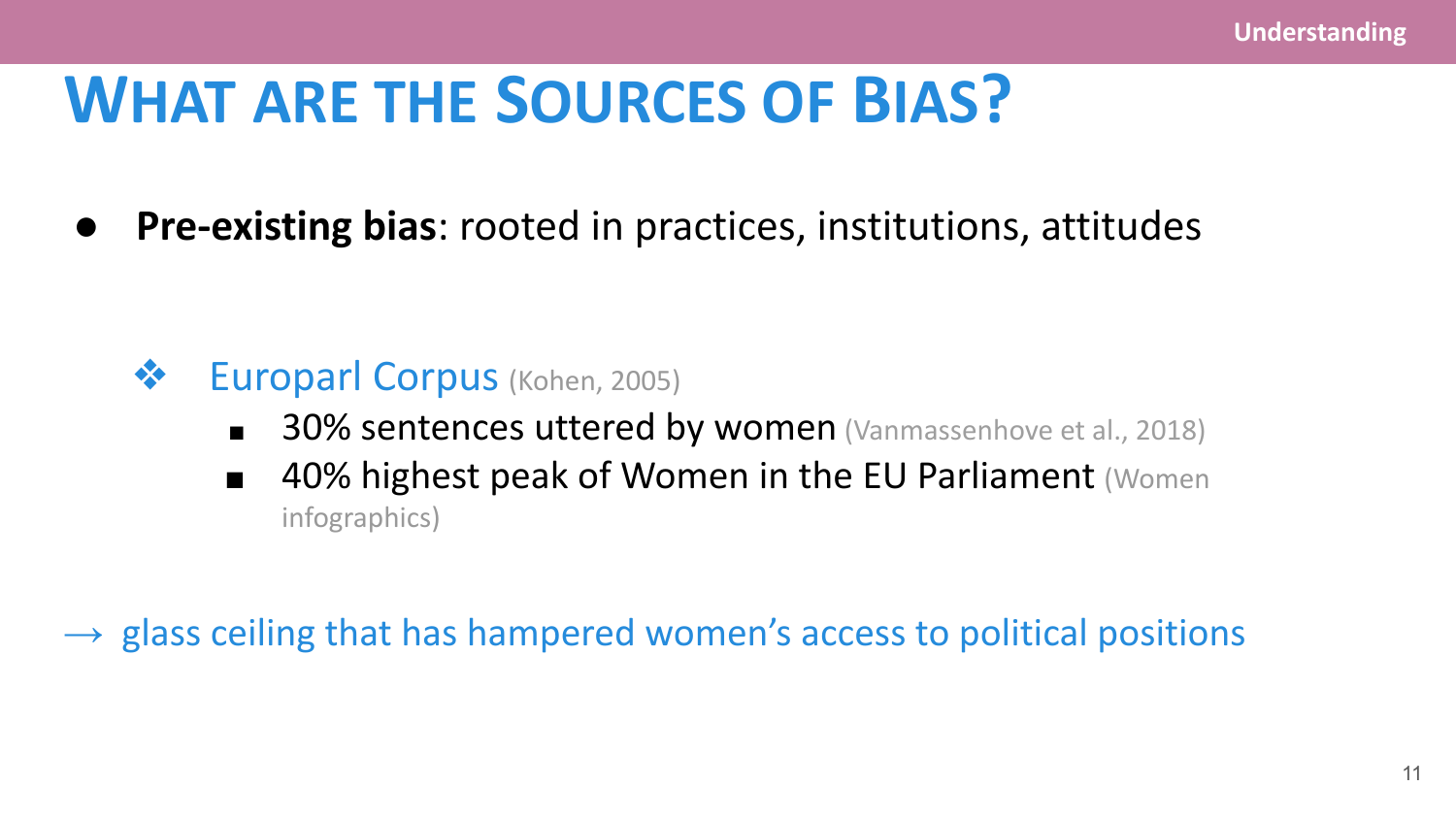# WHAT ARE THE SOURCES OF BIAS?

- **Pre-existing bias**: rooted in practices, institutions, attitudes

  - Europarl Corpus (Kohen, 2005)
    - 30% sentences uttered by women (Vanmassenhove et al., 2018)
    - 40% highest peak of Women in the EU Parliament (Women infographics)

→ glass ceiling that has hampered women's access to political positions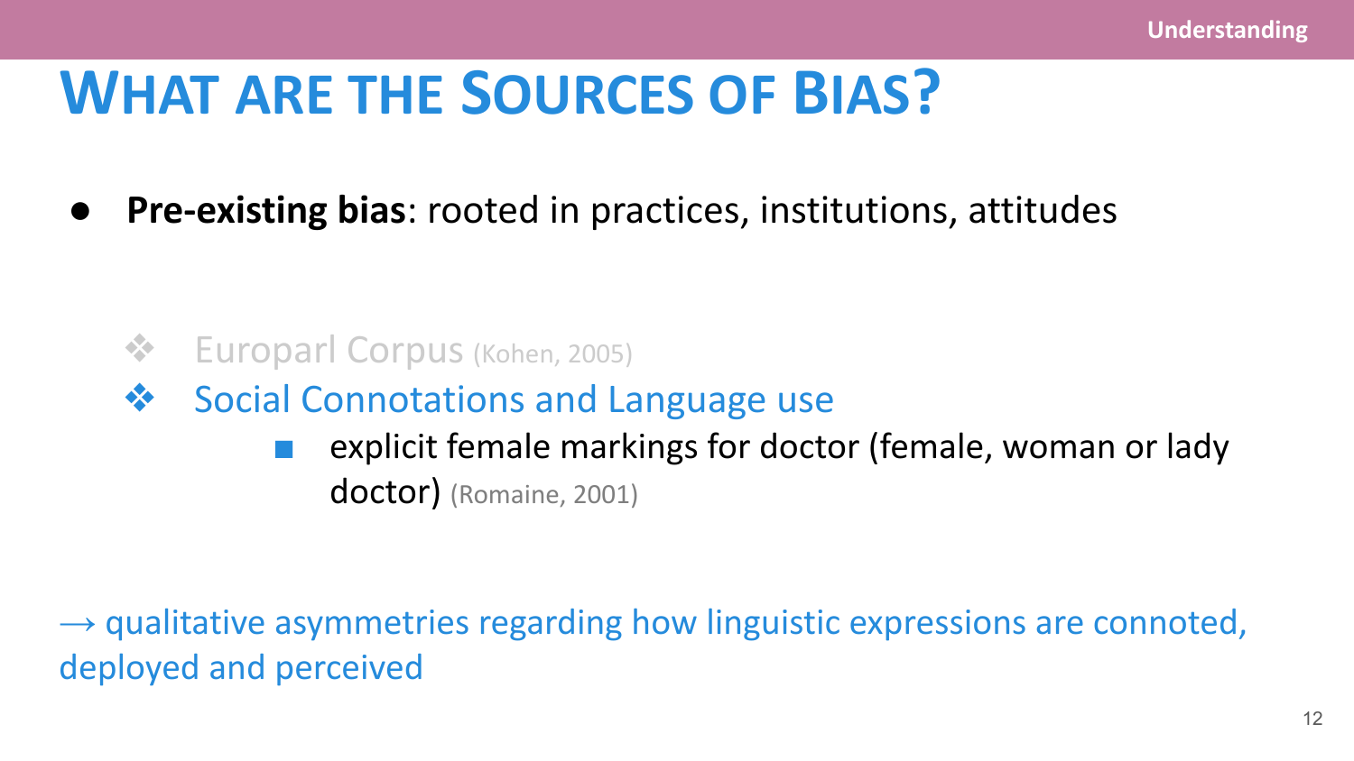# WHAT ARE THE SOURCES OF BIAS?

- **Pre-existing bias**: rooted in practices, institutions, attitudes

  - Europarl Corpus (Kohen, 2005)
  - Social Connotations and Language use
    - explicit female markings for doctor (female, woman or lady doctor) (Romaine, 2001)

→ qualitative asymmetries regarding how linguistic expressions are connoted, deployed and perceived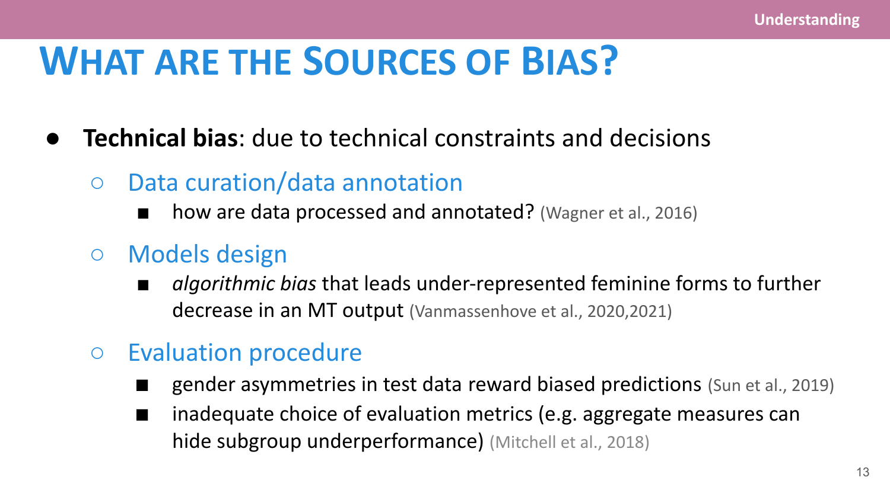# What are the Sources of Bias?

- **Technical bias**: due to technical constraints and decisions
  - Data curation/data annotation
    - how are data processed and annotated? (Wagner et al., 2016)
  - Models design
    - *algorithmic bias* that leads under-represented feminine forms to further decrease in an MT output (Vanmassenhove et al., 2020,2021)
  - Evaluation procedure
    - gender asymmetries in test data reward biased predictions (Sun et al., 2019)
    - inadequate choice of evaluation metrics (e.g. aggregate measures can hide subgroup underperformance) (Mitchell et al., 2018)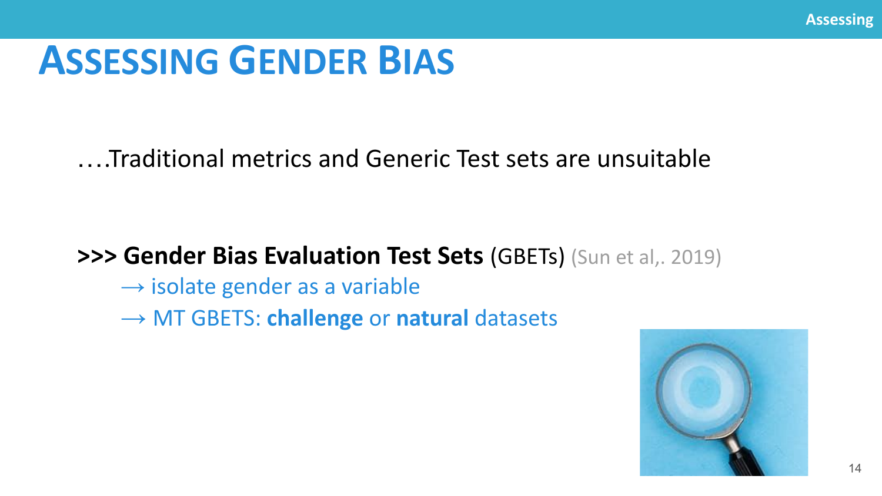# ASSESSING GENDER BIAS

….Traditional metrics and Generic Test sets are unsuitable

**>>> Gender Bias Evaluation Test Sets** (GBETs) (Sun et al,. 2019)

→ isolate gender as a variable

→ MT GBETS: **challenge** or **natural** datasets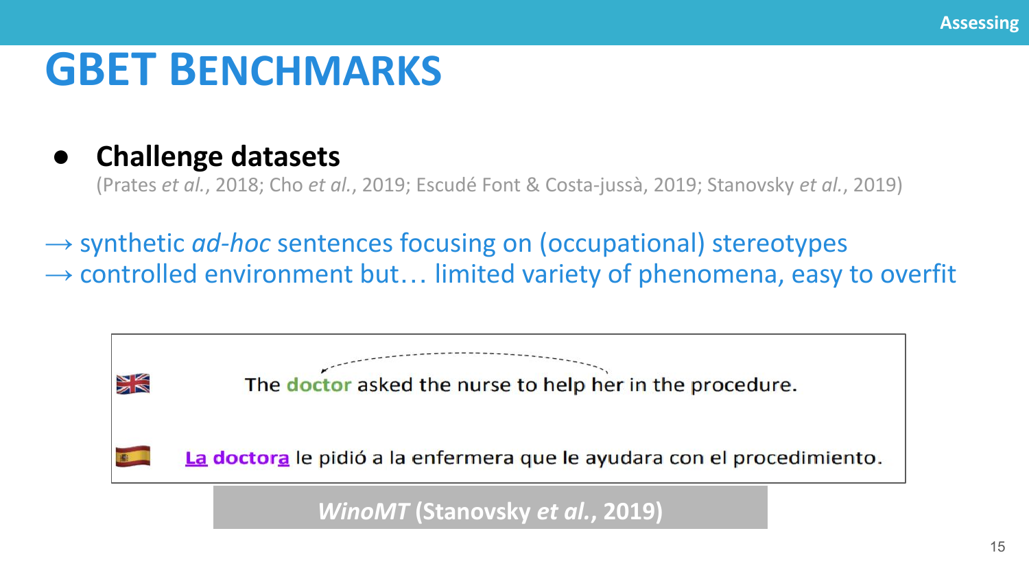# GBET Benchmarks

- **Challenge datasets**
  (Prates *et al.*, 2018; Cho *et al.*, 2019; Escudé Font & Costa-jussà, 2019; Stanovsky *et al.*, 2019)

→ synthetic *ad-hoc* sentences focusing on (occupational) stereotypes
→ controlled environment but… limited variety of phenomena, easy to overfit

The **doctor** asked the nurse to help her in the procedure.

**La doctora** le pidió a la enfermera que le ayudara con el procedimiento.

***WinoMT* (Stanovsky *et al.*, 2019)**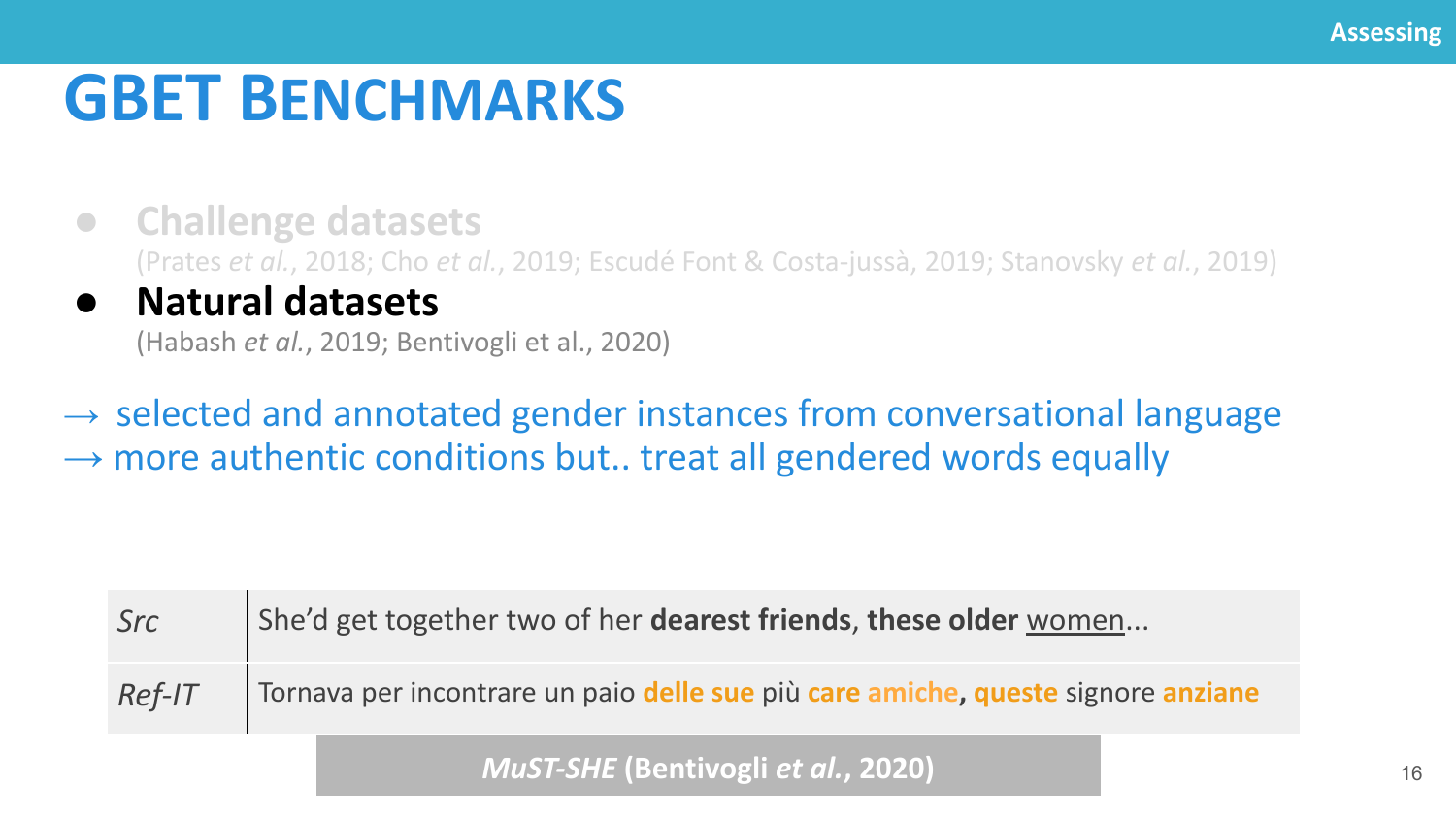# GBET BENCHMARKS

- **Challenge datasets**
  (Prates *et al.*, 2018; Cho *et al.*, 2019; Escudé Font & Costa-jussà, 2019; Stanovsky *et al.*, 2019)
- **Natural datasets**
  (Habash *et al.*, 2019; Bentivogli et al., 2020)

→ selected and annotated gender instances from conversational language
→ more authentic conditions but.. treat all gendered words equally

| | |
|---|---|
| *Src* | She'd get together two of her **dearest friends**, **these older** women... |
| *Ref-IT* | Tornava per incontrare un paio **delle sue** più **care amiche, queste** signore **anziane** |

***MuST-SHE*** **(Bentivogli *et al.*, 2020)**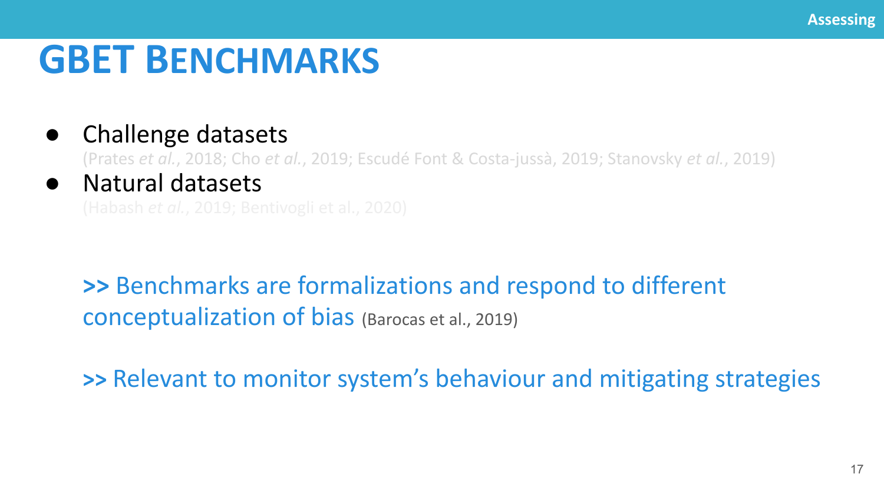# GBET BENCHMARKS

- Challenge datasets
  (Prates *et al.*, 2018; Cho *et al.*, 2019; Escudé Font & Costa-jussà, 2019; Stanovsky *et al.*, 2019)
- Natural datasets
  (Habash *et al.*, 2019; Bentivogli et al., 2020)

**>>** Benchmarks are formalizations and respond to different conceptualization of bias (Barocas et al., 2019)

**>>** Relevant to monitor system's behaviour and mitigating strategies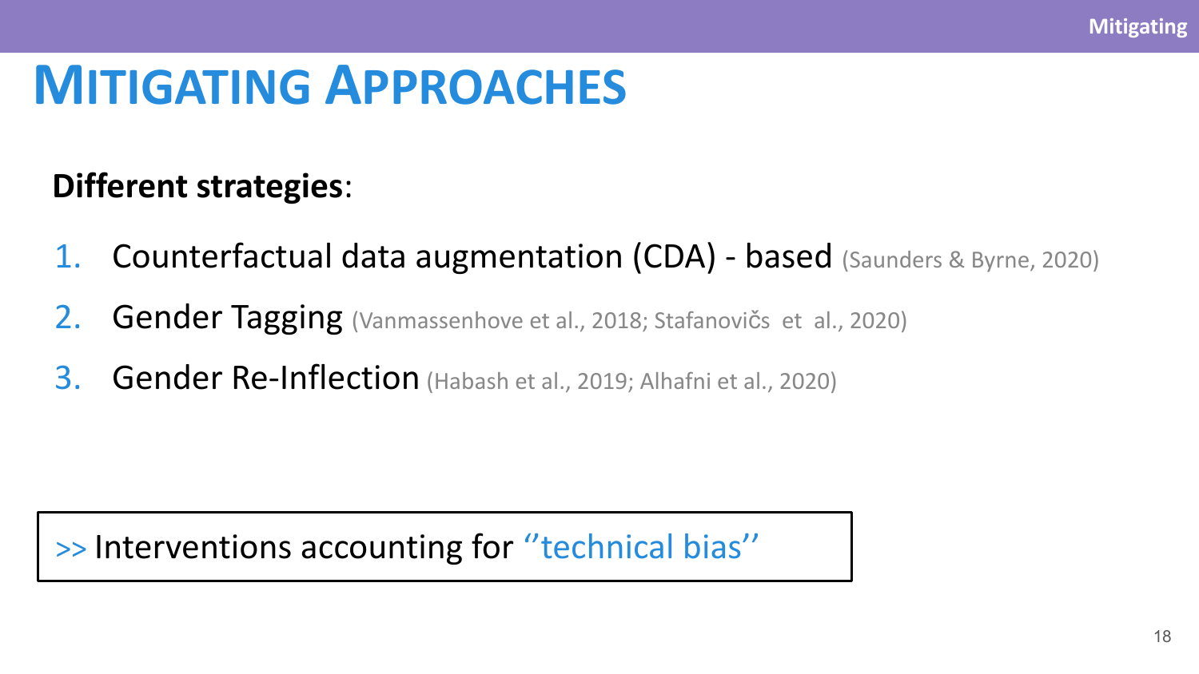# Mitigating Approaches

**Different strategies**:

1. Counterfactual data augmentation (CDA) - based (Saunders & Byrne, 2020)
2. Gender Tagging (Vanmassenhove et al., 2018; Stafanovičs et al., 2020)
3. Gender Re-Inflection (Habash et al., 2019; Alhafni et al., 2020)

>> Interventions accounting for ''technical bias''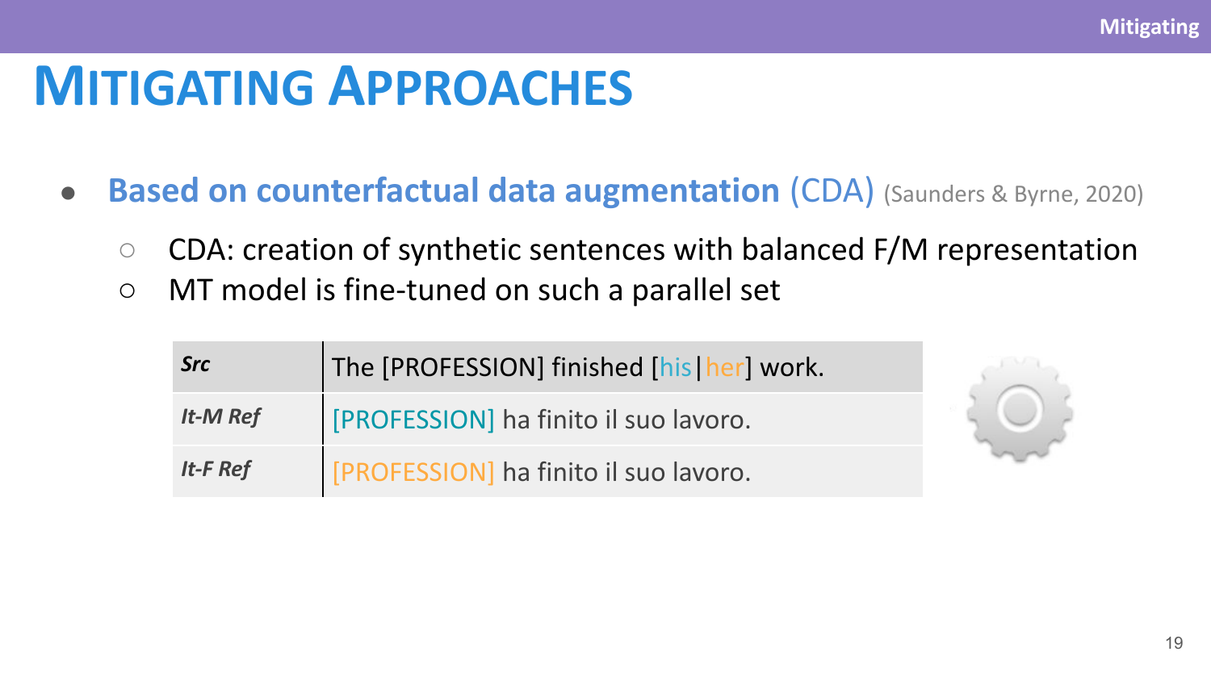# MITIGATING APPROACHES

- **Based on counterfactual data augmentation** (CDA) (Saunders & Byrne, 2020)
  - CDA: creation of synthetic sentences with balanced F/M representation
  - MT model is fine-tuned on such a parallel set

| | |
|---|---|
| ***Src*** | The [PROFESSION] finished [his\|her] work. |
| ***It-M Ref*** | [PROFESSION] ha finito il suo lavoro. |
| ***It-F Ref*** | [PROFESSION] ha finito il suo lavoro. |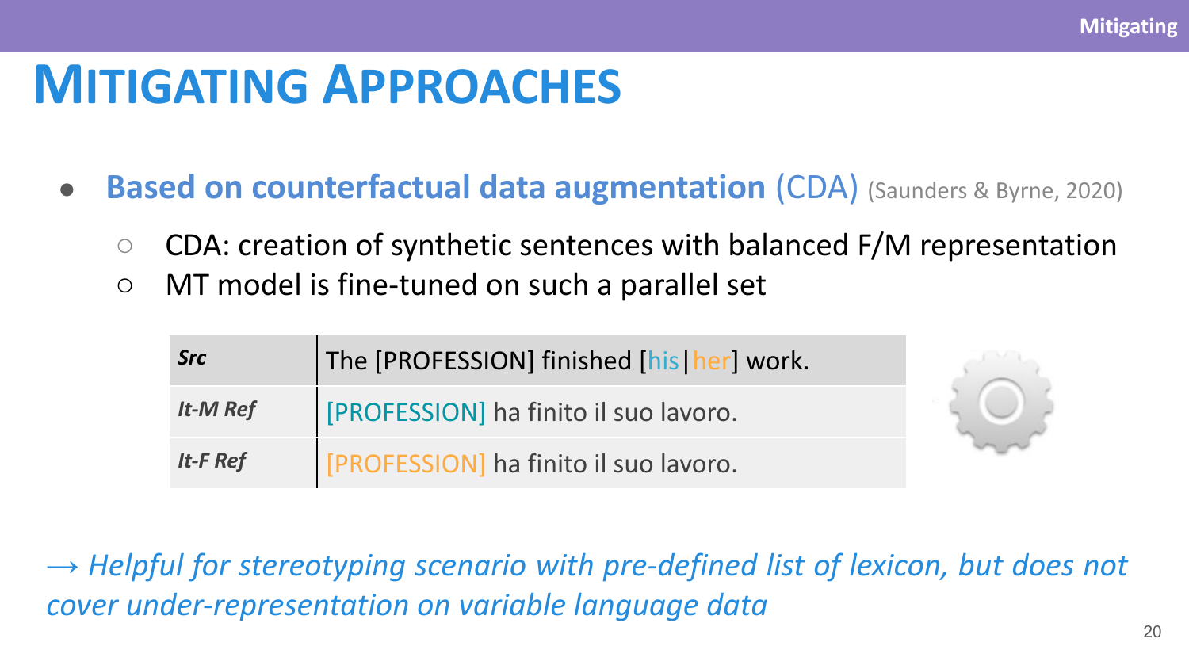# Mitigating Approaches

- **Based on counterfactual data augmentation** (CDA) (Saunders & Byrne, 2020)
  - CDA: creation of synthetic sentences with balanced F/M representation
  - MT model is fine-tuned on such a parallel set

| *Src* | The [PROFESSION] finished [his\|her] work. |
|---|---|
| *It-M Ref* | [PROFESSION] ha finito il suo lavoro. |
| *It-F Ref* | [PROFESSION] ha finito il suo lavoro. |

→ *Helpful for stereotyping scenario with pre-defined list of lexicon, but does not cover under-representation on variable language data*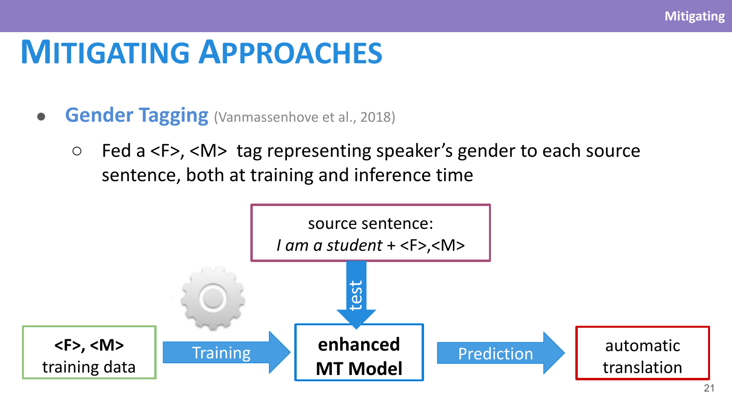# Mitigating Approaches

- **Gender Tagging** (Vanmassenhove et al., 2018)
  - Fed a <F>, <M> tag representing speaker's gender to each source sentence, both at training and inference time

source sentence:
*I am a student* + <F>,<M>

test

**<F>, <M>** training data → Training → **enhanced MT Model** → Prediction → automatic translation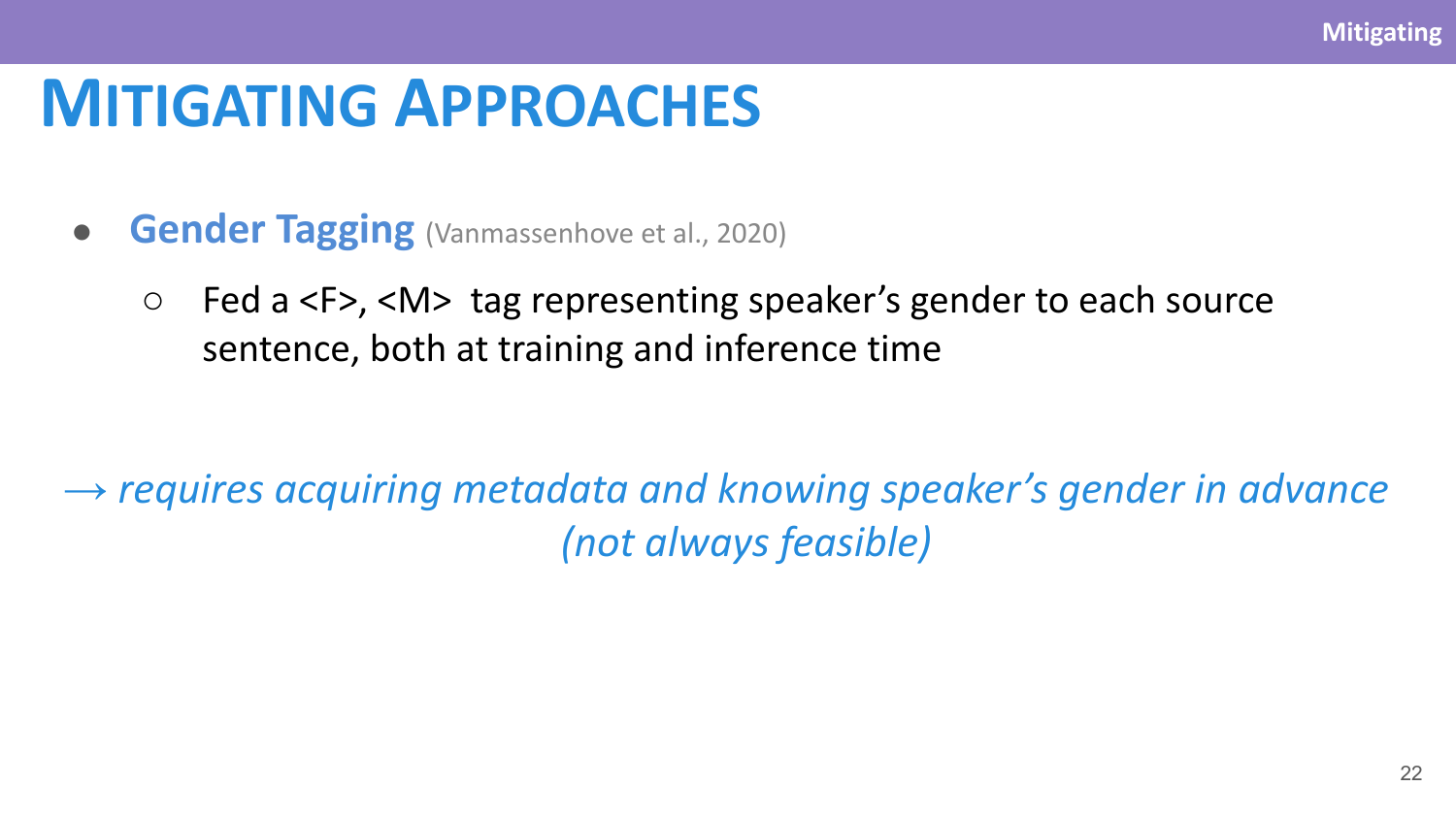# MITIGATING APPROACHES

- **Gender Tagging** (Vanmassenhove et al., 2020)
  - Fed a <F>, <M>  tag representing speaker's gender to each source sentence, both at training and inference time

*→ requires acquiring metadata and knowing speaker's gender in advance (not always feasible)*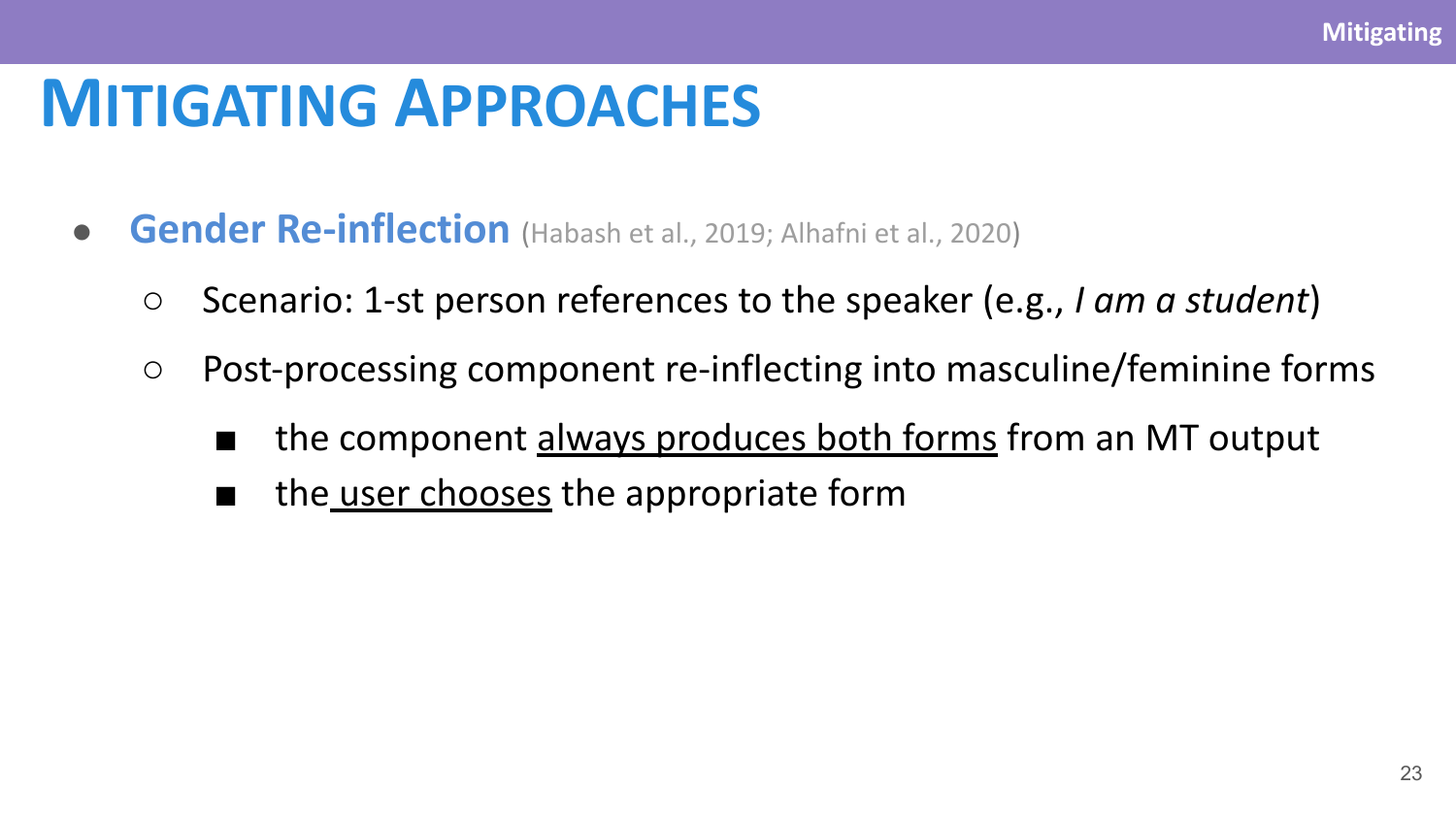# MITIGATING APPROACHES

- **Gender Re-inflection** (Habash et al., 2019; Alhafni et al., 2020)
  - Scenario: 1-st person references to the speaker (e.g., *I am a student*)
  - Post-processing component re-inflecting into masculine/feminine forms
    - the component <u>always produces both forms</u> from an MT output
    - the <u>user chooses</u> the appropriate form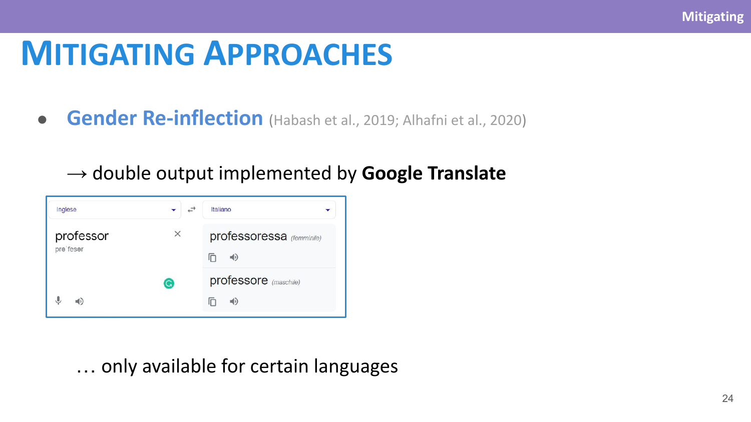# Mitigating Approaches

- **Gender Re-inflection** (Habash et al., 2019; Alhafni et al., 2020)

→ double output implemented by **Google Translate**

| Inglese | Italiano |
| --- | --- |
| professor<br>prəˈfesər | professoressa *(femminile)* |
| | professore *(maschile)* |

… only available for certain languages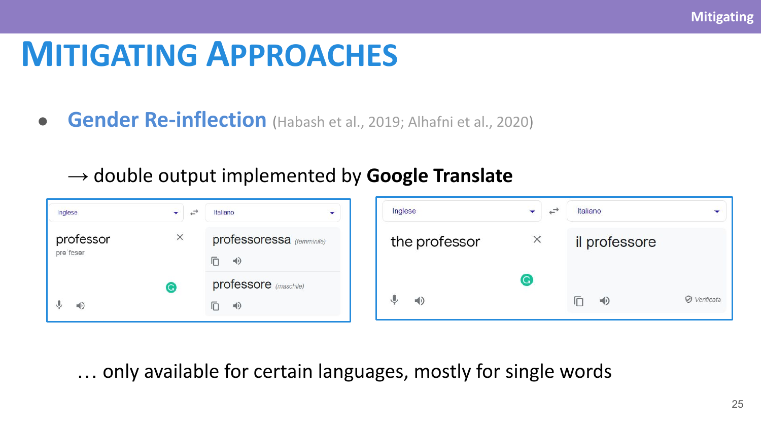# Mitigating Approaches

- **Gender Re-inflection** (Habash et al., 2019; Alhafni et al., 2020)

→ double output implemented by **Google Translate**

| Inglese | Italiano |
| --- | --- |
| professor<br>pre'fesər | professoressa *(femminile)*<br>professore *(maschile)* |

| Inglese | Italiano |
| --- | --- |
| the professor | il professore<br>*Verificata* |

… only available for certain languages, mostly for single words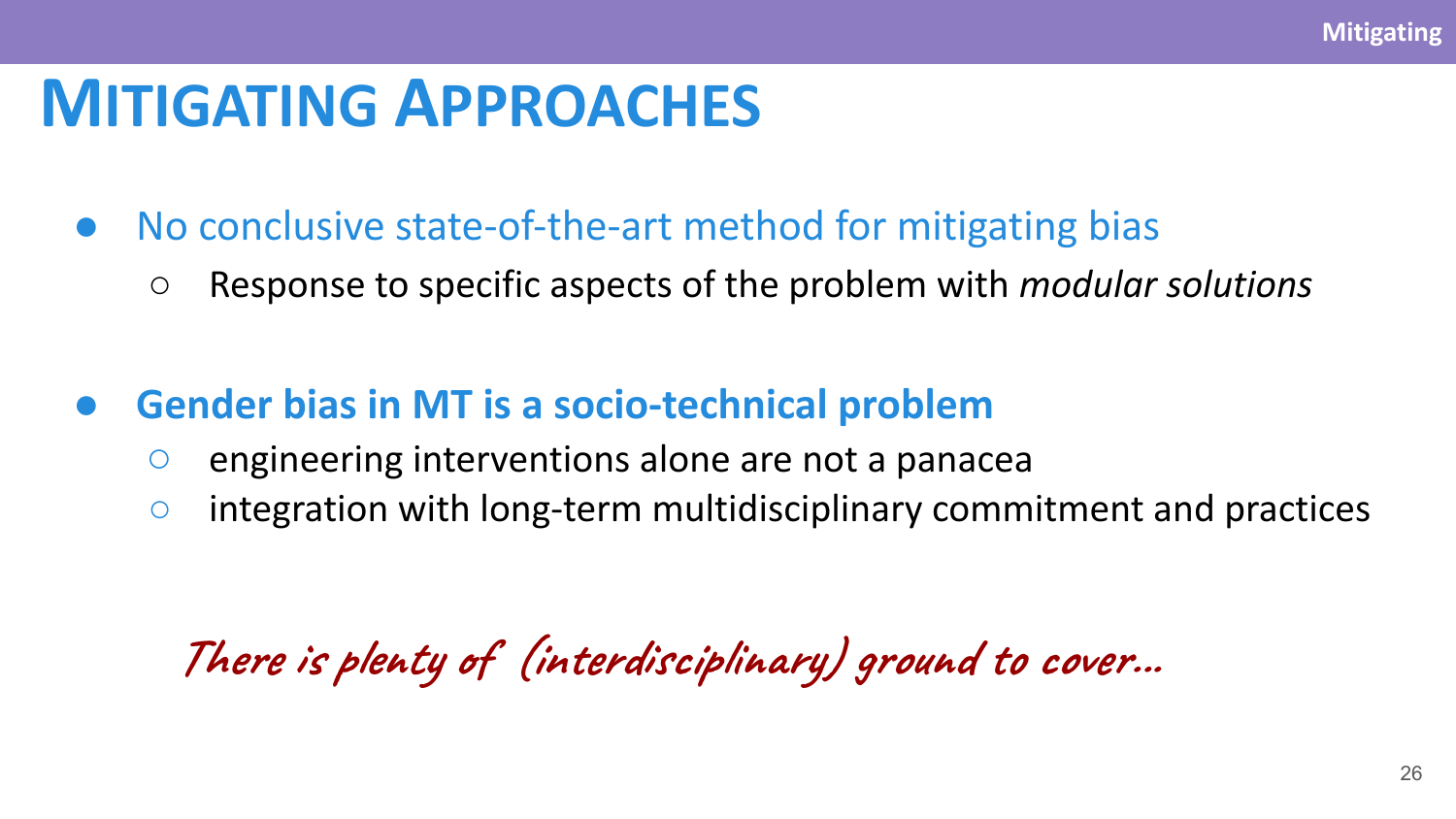# Mitigating Approaches

- No conclusive state-of-the-art method for mitigating bias
  - Response to specific aspects of the problem with *modular solutions*

- **Gender bias in MT is a socio-technical problem**
  - engineering interventions alone are not a panacea
  - integration with long-term multidisciplinary commitment and practices

*There is plenty of (interdisciplinary) ground to cover…*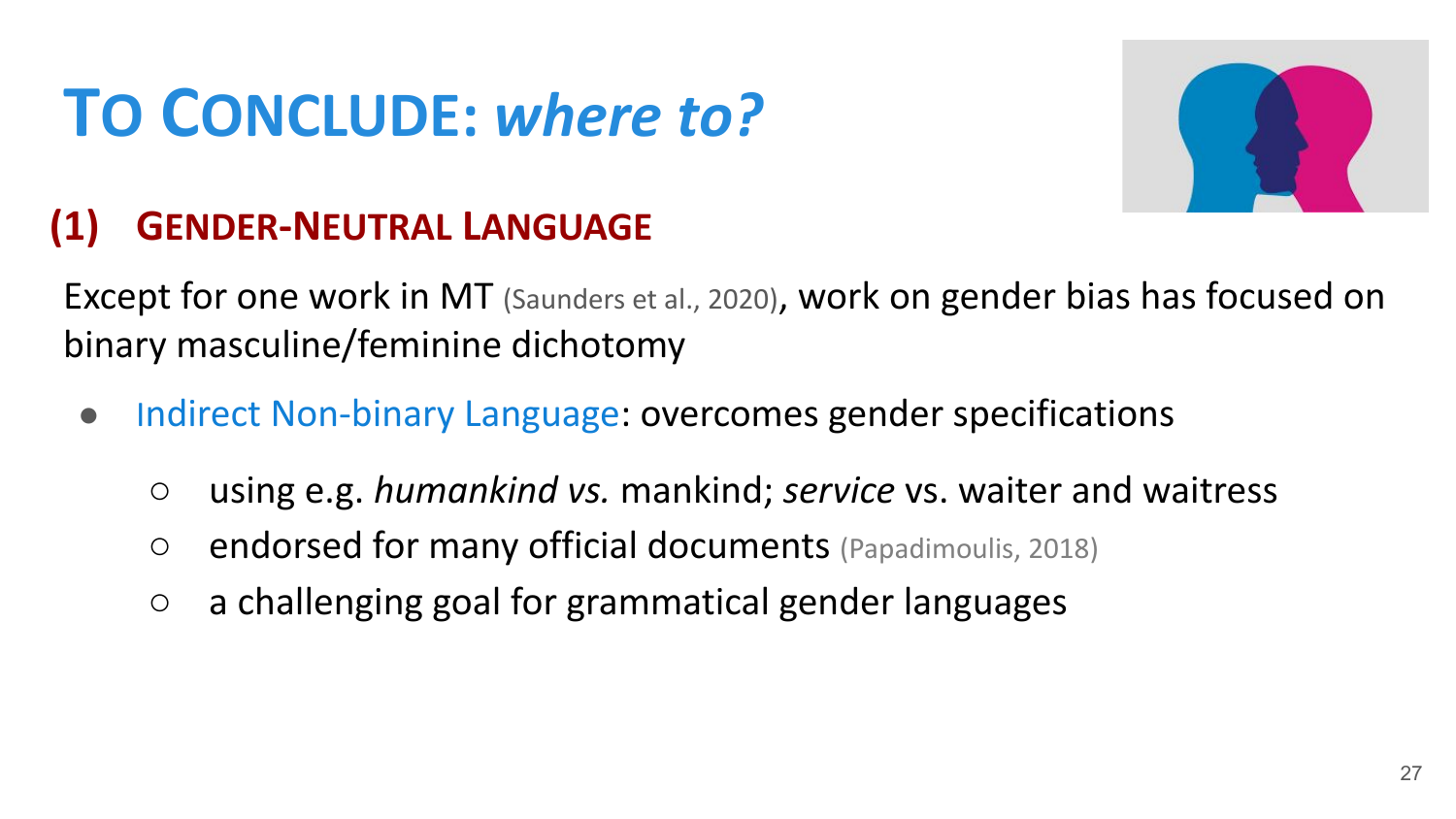# TO CONCLUDE: *where to?*

## (1) GENDER-NEUTRAL LANGUAGE

Except for one work in MT (Saunders et al., 2020), work on gender bias has focused on binary masculine/feminine dichotomy

- Indirect Non-binary Language: overcomes gender specifications
  - using e.g. *humankind vs.* mankind; *service* vs. waiter and waitress
  - endorsed for many official documents (Papadimoulis, 2018)
  - a challenging goal for grammatical gender languages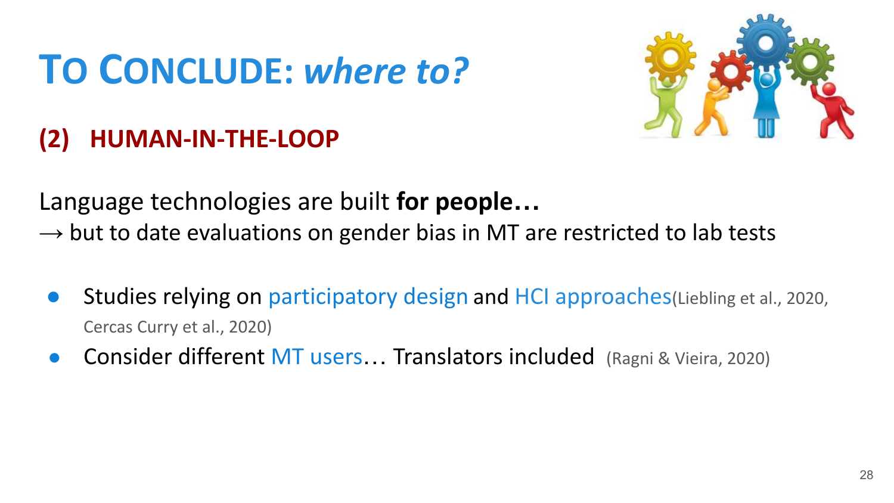# TO CONCLUDE: *where to?*

## (2) HUMAN-IN-THE-LOOP

Language technologies are built **for people…**
→ but to date evaluations on gender bias in MT are restricted to lab tests

- Studies relying on participatory design and HCI approaches(Liebling et al., 2020, Cercas Curry et al., 2020)
- Consider different MT users… Translators included (Ragni & Vieira, 2020)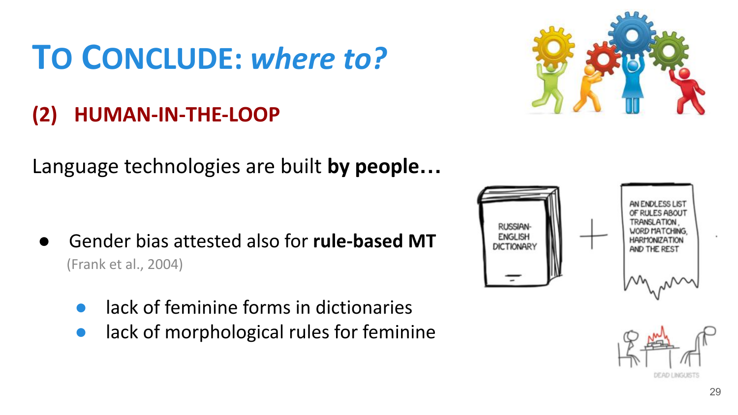# To Conclude: *where to?*

## (2) HUMAN-IN-THE-LOOP

Language technologies are built **by people…**

- Gender bias attested also for **rule-based MT** (Frank et al., 2004)
  - lack of feminine forms in dictionaries
  - lack of morphological rules for feminine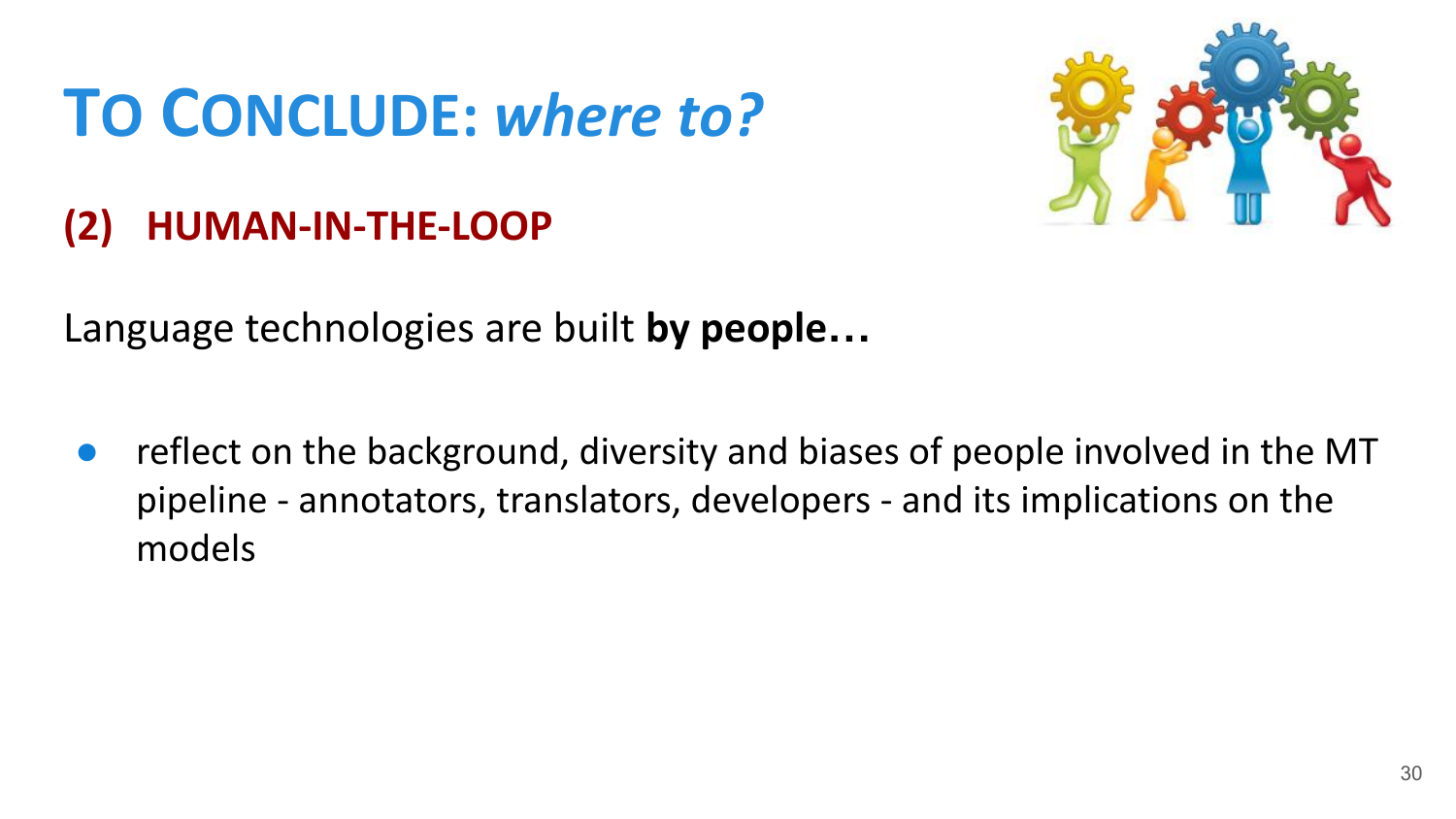# TO CONCLUDE: *where to?*

## (2) HUMAN-IN-THE-LOOP

Language technologies are built **by people…**

- reflect on the background, diversity and biases of people involved in the MT pipeline - annotators, translators, developers - and its implications on the models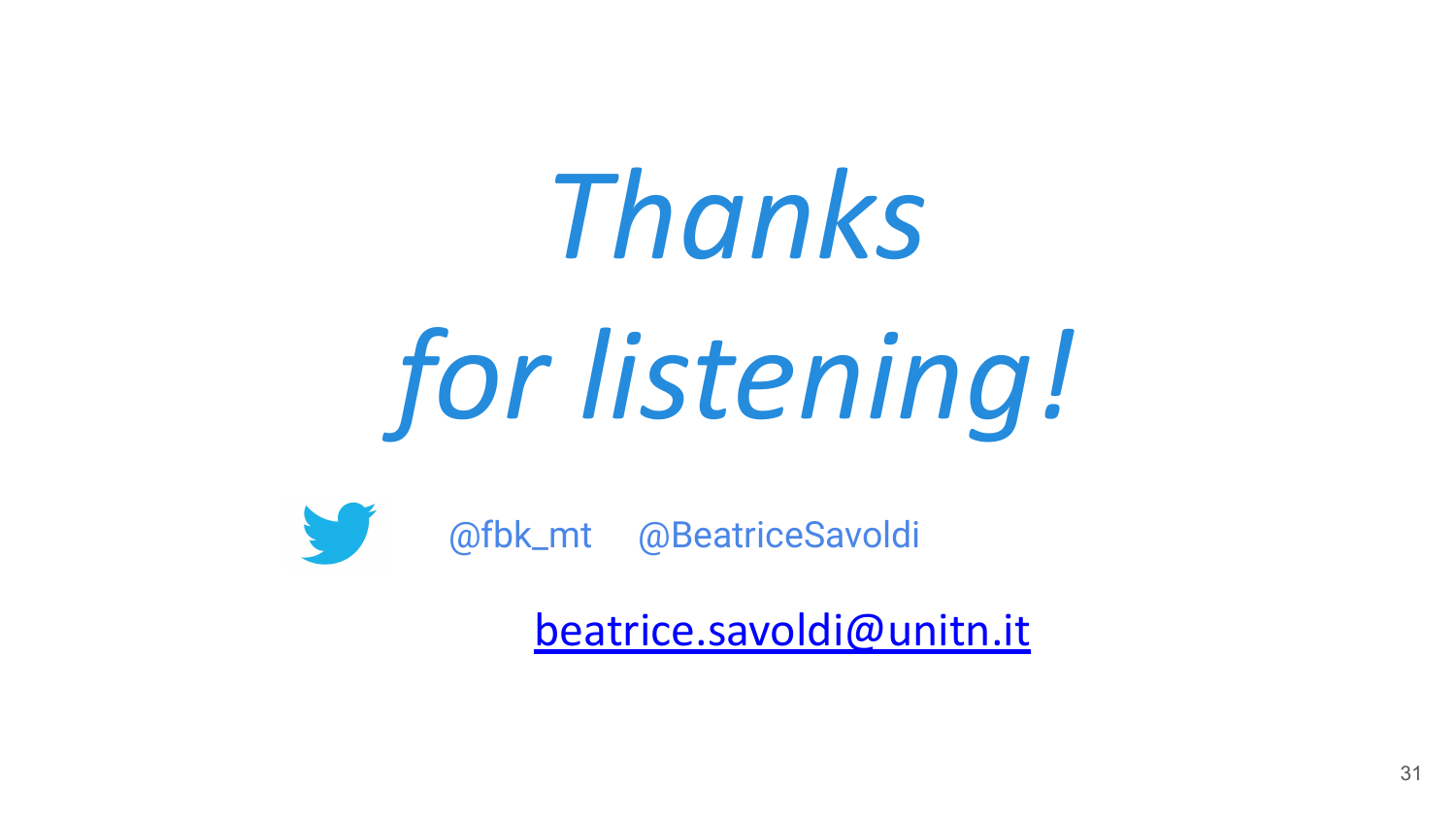# *Thanks for listening!*

@fbk_mt @BeatriceSavoldi

[beatrice.savoldi@unitn.it](mailto:beatrice.savoldi@unitn.it)